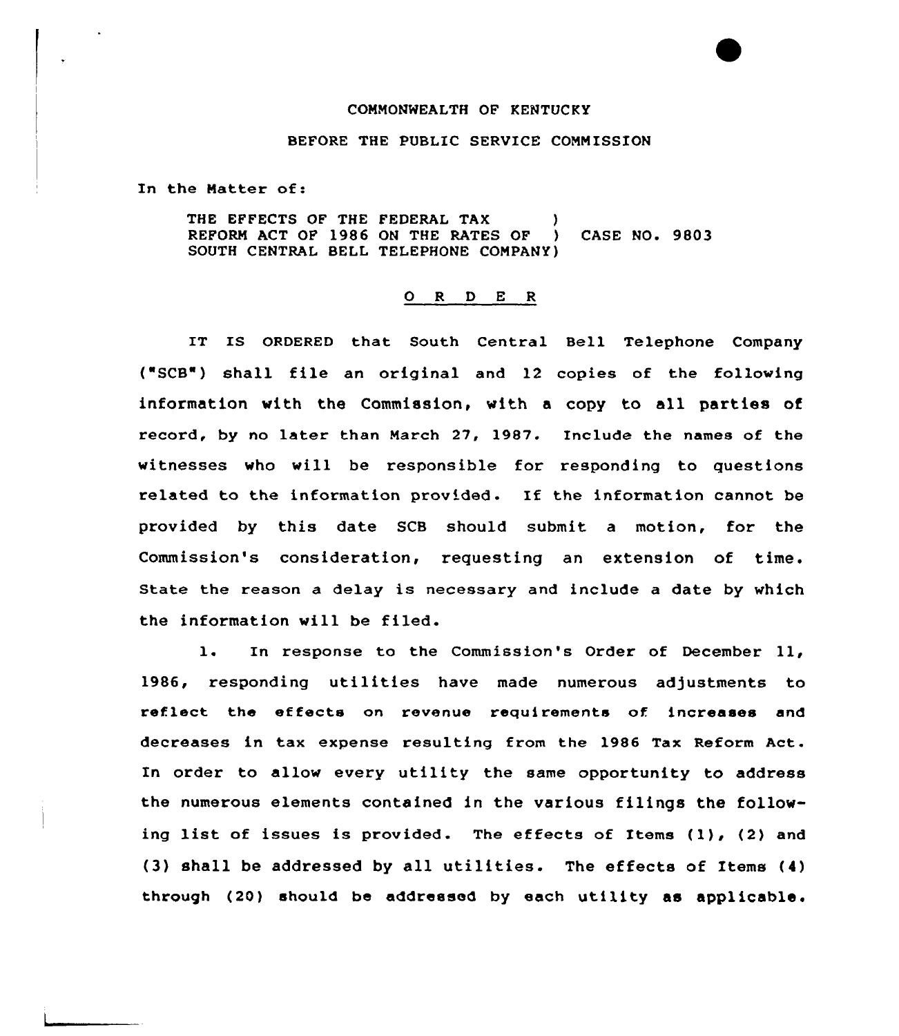COMMONWEALTH OF KENTUCKY

BEFORE THE PUBLIC SERVICE COMMISSION

In the Matter of:

THE EFFECTS OF THE FEDERAL TAX REFORM ACT OF 1986 ON THE RATES OF SOUTH CENTRAL BELL TELEPHONE COMPANY ) CASE NO. 9803

## O R D E R

IT IS ORDERED that South Central Bell Telephone Company ("SCB") shall file an original and 12 copies of the following information with the Commission, with a copy to all parties of record, by no later than March 27, 1987. Include the names of the witnesses who will be responsible for responding to questions related to the information provided. If the information cannot be provided by this date SCB should submit a motion, for the Commission's consideration, requesting an extension of time. State the reason a delay is necessary and include a date by which the information will be filed.

1. In response to the Commission's Order of December 11, 1986, responding utilities have made numerous adjustments to reflect the effects on revenue requirements of increases and decreases in tax expense resulting from the 1986 Tax Reform Act. In order to allow every utility the same opportunity to address the numerous elements contained in the various filings the following list of issues is provided. The effects of Items (1), (2) and (3) shall be addressed by all utilities. The effects of Items (4) through (20) should be addressed by each utility as applicable.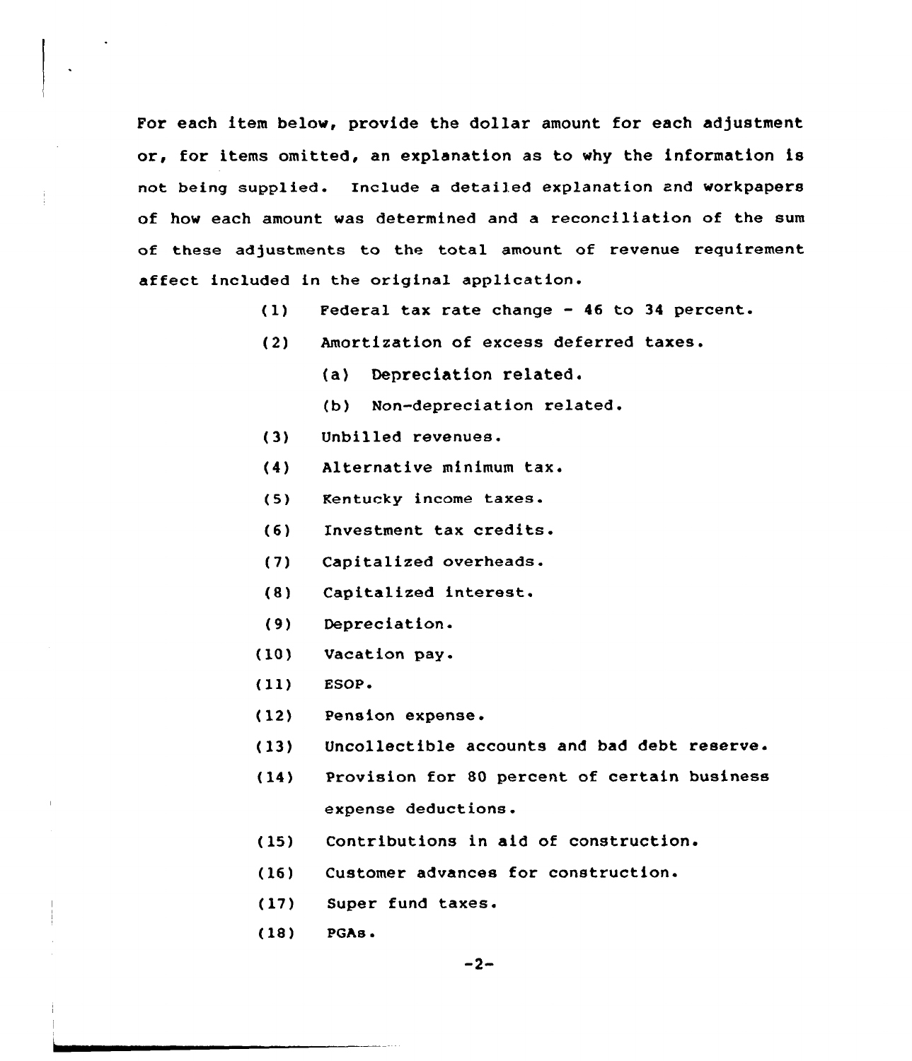For each item below, provide the dollar amount for each adjustment or, for items omitted, an explanation as to why the information is not being supplied. Include a detailed explanation and workpapers of how each amount was determined and a reconciliation of the sum of these adjustments to the total amount of revenue requirement affect included in the original application.

(1) Federal tax rate change - 46 to 34 percent.

(2) Amortization of excess deferred taxes.

  (a) Depreciation related.

  (b) Non-depreciation related.

(3) Unbilled revenues.

(4) Alternative minimum tax.

(5) Kentucky income taxes.

(6) Investment tax credits.

(7) Capitalized overheads.

(8) Capitalized interest.

(9) Depreciation.

(10) Vacation pay.

(11) ESOP.

(12) Pension expense.

(13) Uncollectible accounts and bad debt reserve.

(14) Provision for 80 percent of certain business expense deductions.

(15) Contributions in aid of construction.

(16) Customer advances for construction.

(17) Super fund taxes.

(18) PGAs.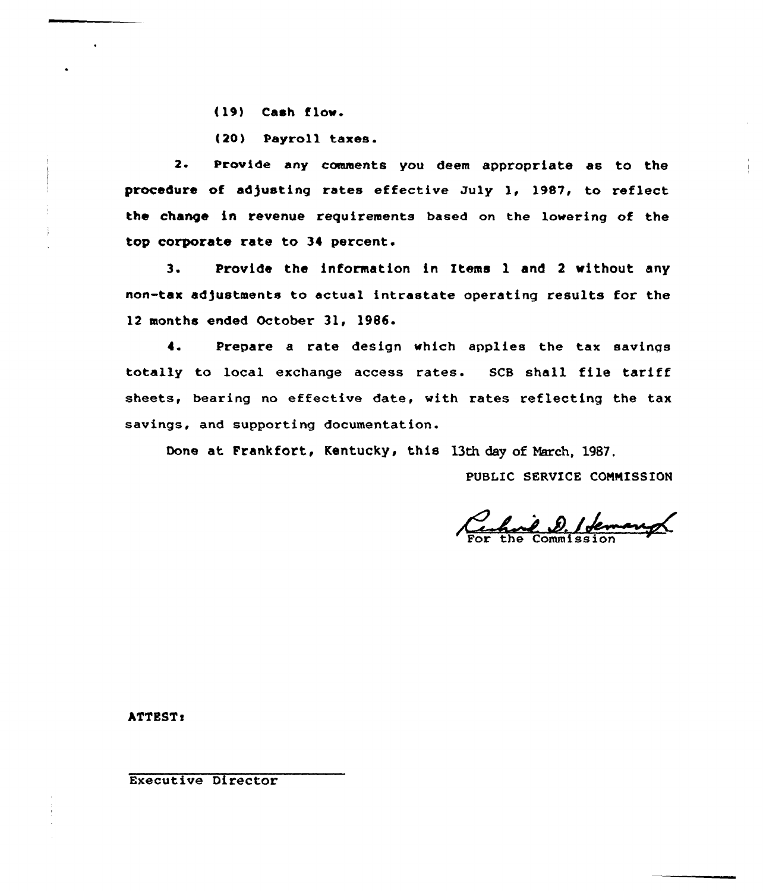(19) Cash flow.

(20) Payroll taxes.

2. Provide any comments you deem appropriate as to the procedure of adjusting rates effective July 1, 1987, to reflect the change in revenue requirements based on the lowering of the top corporate rate to 34 percent.

3. Provide the information in Items 1 and 2 without any non-tax adjustments to actual intrastate operating results for the 12 months ended October 31, 1986.

4. Prepare a rate design which applies the tax savings totally to local exchange access rates. SCB shall file tariff sheets, bearing no effective date, with rates reflecting the tax savings, and supporting documentation.

Done at Frankfort, Kentucky, this 13th day of March, 1987.

PUBLIC SERVICE COMMISSION

For the Commission

ATTEST:

Executive Director